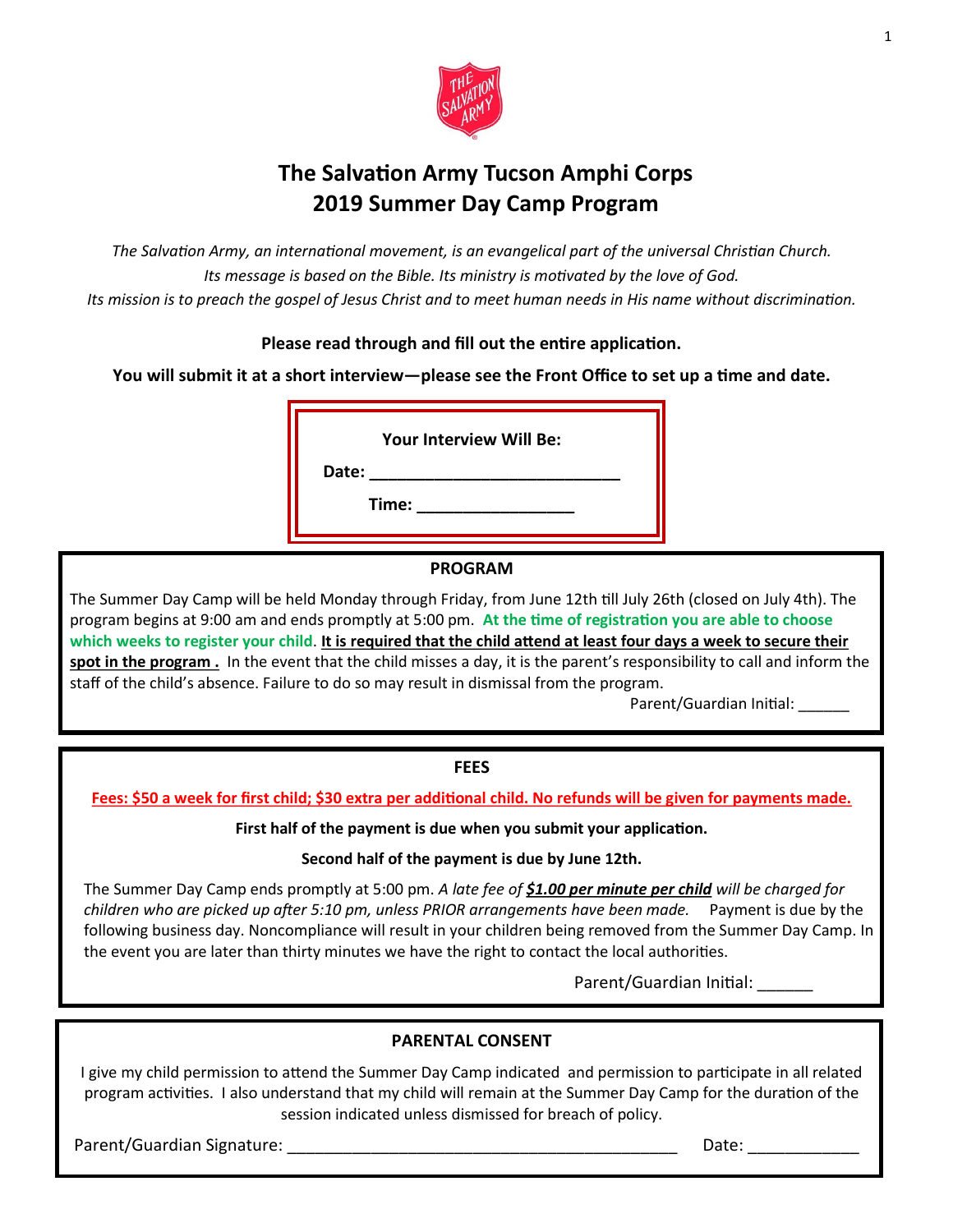# The Salvation Army Tucson Amphi Corps
# 2019 Summer Day Camp Program

*The Salvation Army, an international movement, is an evangelical part of the universal Christian Church.*
*Its message is based on the Bible. Its ministry is motivated by the love of God.*
*Its mission is to preach the gospel of Jesus Christ and to meet human needs in His name without discrimination.*

**Please read through and fill out the entire application.**

**You will submit it at a short interview—please see the Front Office to set up a time and date.**

**Your Interview Will Be:**

**Date:** ___________________________

**Time:** ________________

## PROGRAM

The Summer Day Camp will be held Monday through Friday, from June 12th till July 26th (closed on July 4th). The program begins at 9:00 am and ends promptly at 5:00 pm. **At the time of registration you are able to choose which weeks to register your child**. **It is required that the child attend at least four days a week to secure their spot in the program .** In the event that the child misses a day, it is the parent's responsibility to call and inform the staff of the child's absence. Failure to do so may result in dismissal from the program.

Parent/Guardian Initial: ______

## FEES

**Fees: $50 a week for first child; $30 extra per additional child. No refunds will be given for payments made.**

**First half of the payment is due when you submit your application.**

**Second half of the payment is due by June 12th.**

The Summer Day Camp ends promptly at 5:00 pm. *A late fee of **$1.00 per minute per child** will be charged for children who are picked up after 5:10 pm, unless PRIOR arrangements have been made.* Payment is due by the following business day. Noncompliance will result in your children being removed from the Summer Day Camp. In the event you are later than thirty minutes we have the right to contact the local authorities.

Parent/Guardian Initial: ______

## PARENTAL CONSENT

I give my child permission to attend the Summer Day Camp indicated and permission to participate in all related program activities. I also understand that my child will remain at the Summer Day Camp for the duration of the session indicated unless dismissed for breach of policy.

Parent/Guardian Signature: __________________________________________ Date: ____________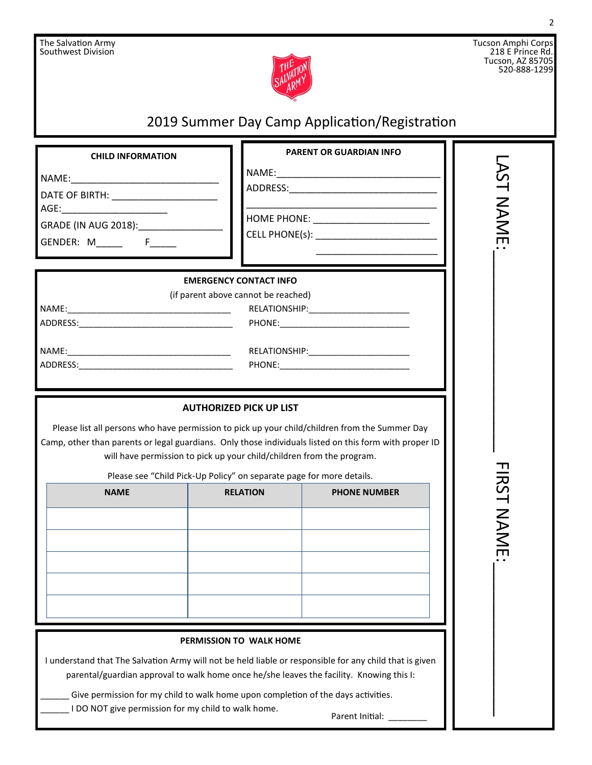The Salvation Army
Southwest Division

Tucson Amphi Corps
218 E Prince Rd.
Tucson, AZ 85705
520-888-1299

# 2019 Summer Day Camp Application/Registration

LAST NAME:____________________

FIRST NAME:____________________

## CHILD INFORMATION

NAME:____________________________

DATE OF BIRTH: ____________________

AGE:____________________

GRADE (IN AUG 2018):________________

GENDER: M_____ F_____

## PARENT OR GUARDIAN INFO

NAME:________________________________

ADDRESS:_____________________________

_____________________________________

HOME PHONE: ______________________

CELL PHONE(s): _______________________

_______________________

## EMERGENCY CONTACT INFO

(if parent above cannot be reached)

NAME:__________________________________ RELATIONSHIP:_____________________

ADDRESS:________________________________ PHONE:___________________________

NAME:__________________________________ RELATIONSHIP:_____________________

ADDRESS:________________________________ PHONE:___________________________

## AUTHORIZED PICK UP LIST

Please list all persons who have permission to pick up your child/children from the Summer Day Camp, other than parents or legal guardians. Only those individuals listed on this form with proper ID will have permission to pick up your child/children from the program.

Please see "Child Pick-Up Policy" on separate page for more details.

| NAME | RELATION | PHONE NUMBER |
|---|---|---|
| | | |
| | | |
| | | |
| | | |
| | | |

## PERMISSION TO WALK HOME

I understand that The Salvation Army will not be held liable or responsible for any child that is given parental/guardian approval to walk home once he/she leaves the facility. Knowing this I:

______ Give permission for my child to walk home upon completion of the days activities.

______ I DO NOT give permission for my child to walk home.

Parent Initial: ________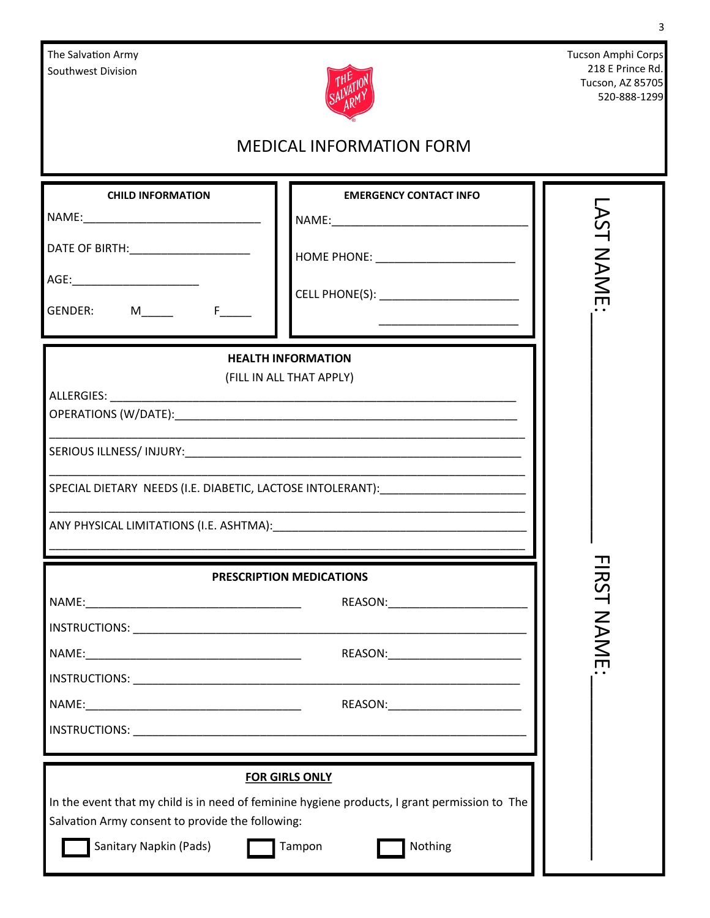The Salvation Army
Southwest Division

Tucson Amphi Corps
218 E Prince Rd.
Tucson, AZ 85705
520-888-1299

# MEDICAL INFORMATION FORM

**CHILD INFORMATION**

NAME:____________________________

DATE OF BIRTH:___________________

AGE:____________________

GENDER: M_____ F_____

**EMERGENCY CONTACT INFO**

NAME:_______________________________

HOME PHONE: ______________________

CELL PHONE(S): _____________________

_____________________

LAST NAME:_______________

FIRST NAME:_______________

**HEALTH INFORMATION**

(FILL IN ALL THAT APPLY)

ALLERGIES: ______________________________________________________________

OPERATIONS (W/DATE):______________________________________________________

_________________________________________________________________________

SERIOUS ILLNESS/ INJURY:___________________________________________________

_________________________________________________________________________

SPECIAL DIETARY NEEDS (I.E. DIABETIC, LACTOSE INTOLERANT):______________________

_________________________________________________________________________

ANY PHYSICAL LIMITATIONS (I.E. ASHTMA):_____________________________________

_________________________________________________________________________

**PRESCRIPTION MEDICATIONS**

NAME:__________________________________ REASON:_____________________

INSTRUCTIONS: ____________________________________________________________

NAME:__________________________________ REASON:_____________________

INSTRUCTIONS: ____________________________________________________________

NAME:__________________________________ REASON:_____________________

INSTRUCTIONS: ____________________________________________________________

**FOR GIRLS ONLY**

In the event that my child is in need of feminine hygiene products, I grant permission to The Salvation Army consent to provide the following:

☐ Sanitary Napkin (Pads) ☐ Tampon ☐ Nothing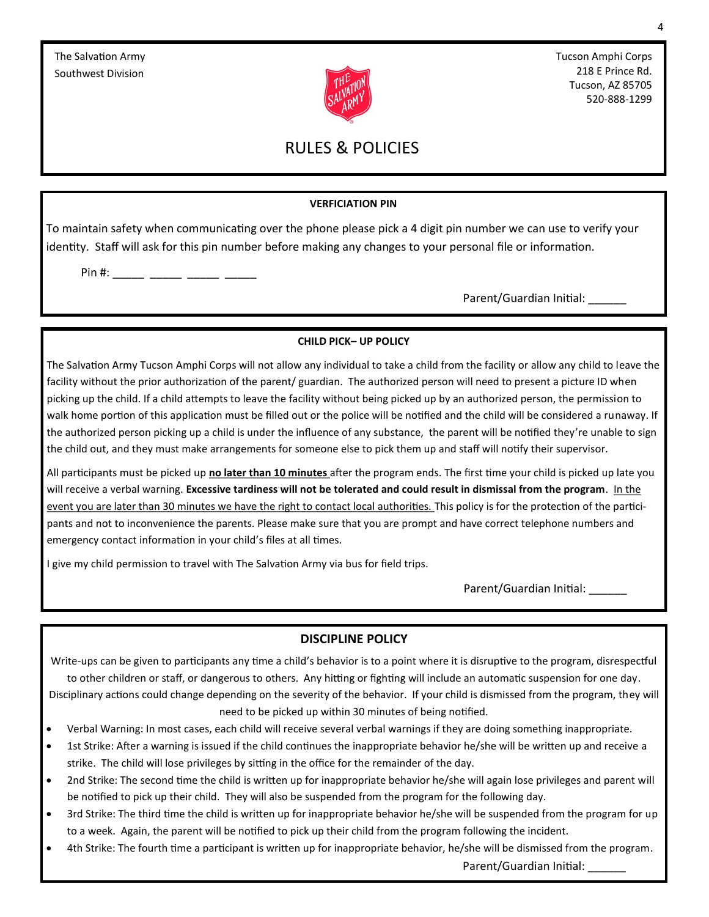The Salvation Army
Southwest Division

Tucson Amphi Corps
218 E Prince Rd.
Tucson, AZ 85705
520-888-1299

# RULES & POLICIES

## VERFICIATION PIN

To maintain safety when communicating over the phone please pick a 4 digit pin number we can use to verify your identity. Staff will ask for this pin number before making any changes to your personal file or information.

Pin #: _____ _____ _____ _____

Parent/Guardian Initial: ______

## CHILD PICK– UP POLICY

The Salvation Army Tucson Amphi Corps will not allow any individual to take a child from the facility or allow any child to leave the facility without the prior authorization of the parent/ guardian. The authorized person will need to present a picture ID when picking up the child. If a child attempts to leave the facility without being picked up by an authorized person, the permission to walk home portion of this application must be filled out or the police will be notified and the child will be considered a runaway. If the authorized person picking up a child is under the influence of any substance, the parent will be notified they're unable to sign the child out, and they must make arrangements for someone else to pick them up and staff will notify their supervisor.

All participants must be picked up **no later than 10 minutes** after the program ends. The first time your child is picked up late you will receive a verbal warning. **Excessive tardiness will not be tolerated and could result in dismissal from the program**. In the event you are later than 30 minutes we have the right to contact local authorities. This policy is for the protection of the participants and not to inconvenience the parents. Please make sure that you are prompt and have correct telephone numbers and emergency contact information in your child's files at all times.

I give my child permission to travel with The Salvation Army via bus for field trips.

Parent/Guardian Initial: ______

## DISCIPLINE POLICY

Write-ups can be given to participants any time a child's behavior is to a point where it is disruptive to the program, disrespectful to other children or staff, or dangerous to others. Any hitting or fighting will include an automatic suspension for one day. Disciplinary actions could change depending on the severity of the behavior. If your child is dismissed from the program, they will need to be picked up within 30 minutes of being notified.

- Verbal Warning: In most cases, each child will receive several verbal warnings if they are doing something inappropriate.
- 1st Strike: After a warning is issued if the child continues the inappropriate behavior he/she will be written up and receive a strike. The child will lose privileges by sitting in the office for the remainder of the day.
- 2nd Strike: The second time the child is written up for inappropriate behavior he/she will again lose privileges and parent will be notified to pick up their child. They will also be suspended from the program for the following day.
- 3rd Strike: The third time the child is written up for inappropriate behavior he/she will be suspended from the program for up to a week. Again, the parent will be notified to pick up their child from the program following the incident.
- 4th Strike: The fourth time a participant is written up for inappropriate behavior, he/she will be dismissed from the program.

Parent/Guardian Initial: ______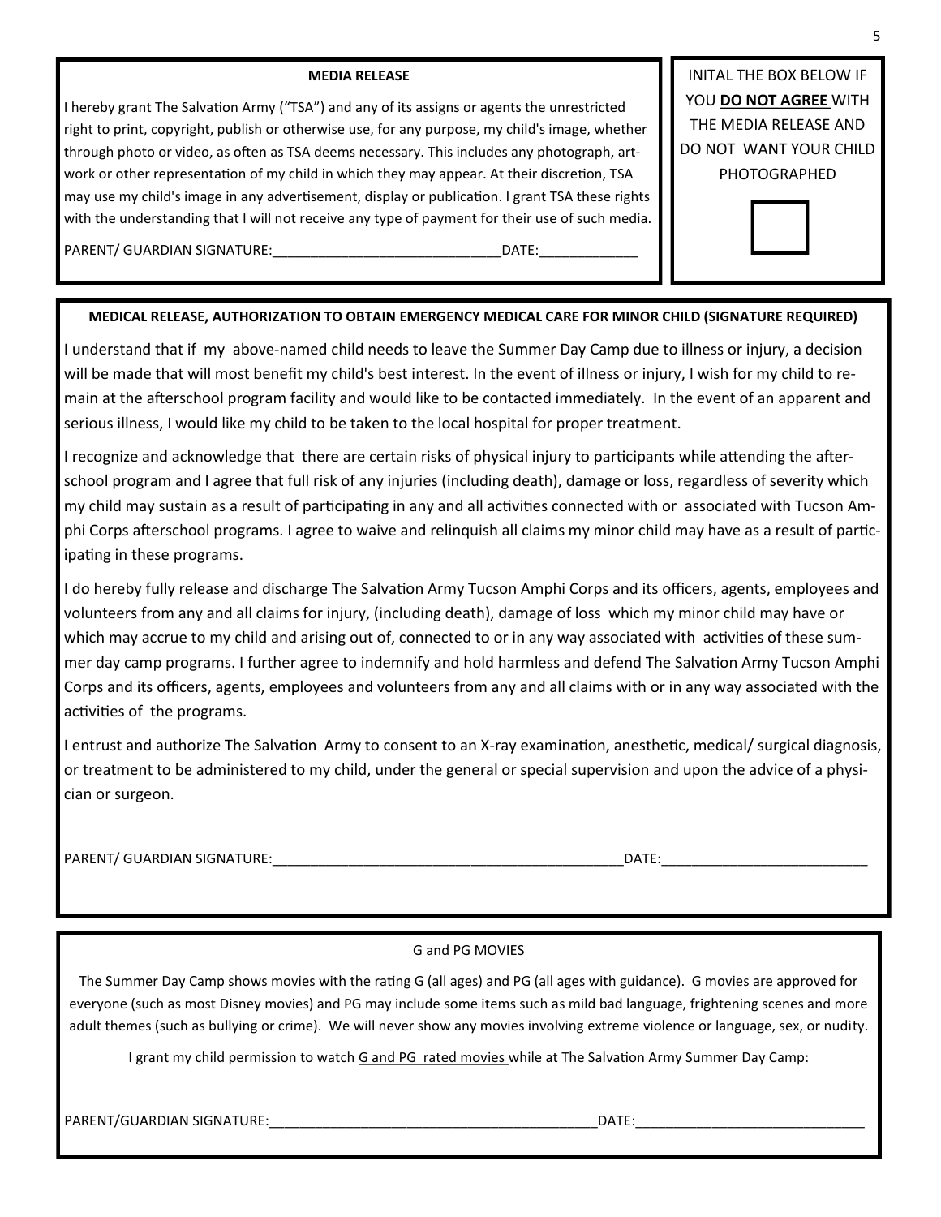### MEDIA RELEASE

I hereby grant The Salvation Army ("TSA") and any of its assigns or agents the unrestricted right to print, copyright, publish or otherwise use, for any purpose, my child's image, whether through photo or video, as often as TSA deems necessary. This includes any photograph, art-work or other representation of my child in which they may appear. At their discretion, TSA may use my child's image in any advertisement, display or publication. I grant TSA these rights with the understanding that I will not receive any type of payment for their use of such media.

PARENT/ GUARDIAN SIGNATURE:_____________________________DATE:_____________

INITAL THE BOX BELOW IF YOU **DO NOT AGREE** WITH THE MEDIA RELEASE AND DO NOT WANT YOUR CHILD PHOTOGRAPHED

☐

### MEDICAL RELEASE, AUTHORIZATION TO OBTAIN EMERGENCY MEDICAL CARE FOR MINOR CHILD (SIGNATURE REQUIRED)

I understand that if my above-named child needs to leave the Summer Day Camp due to illness or injury, a decision will be made that will most benefit my child's best interest. In the event of illness or injury, I wish for my child to remain at the afterschool program facility and would like to be contacted immediately. In the event of an apparent and serious illness, I would like my child to be taken to the local hospital for proper treatment.

I recognize and acknowledge that there are certain risks of physical injury to participants while attending the afterschool program and I agree that full risk of any injuries (including death), damage or loss, regardless of severity which my child may sustain as a result of participating in any and all activities connected with or associated with Tucson Amphi Corps afterschool programs. I agree to waive and relinquish all claims my minor child may have as a result of participating in these programs.

I do hereby fully release and discharge The Salvation Army Tucson Amphi Corps and its officers, agents, employees and volunteers from any and all claims for injury, (including death), damage of loss which my minor child may have or which may accrue to my child and arising out of, connected to or in any way associated with activities of these summer day camp programs. I further agree to indemnify and hold harmless and defend The Salvation Army Tucson Amphi Corps and its officers, agents, employees and volunteers from any and all claims with or in any way associated with the activities of the programs.

I entrust and authorize The Salvation Army to consent to an X-ray examination, anesthetic, medical/ surgical diagnosis, or treatment to be administered to my child, under the general or special supervision and upon the advice of a physician or surgeon.

PARENT/ GUARDIAN SIGNATURE:_____________________________________________DATE:__________________________

### G and PG MOVIES

The Summer Day Camp shows movies with the rating G (all ages) and PG (all ages with guidance). G movies are approved for everyone (such as most Disney movies) and PG may include some items such as mild bad language, frightening scenes and more adult themes (such as bullying or crime). We will never show any movies involving extreme violence or language, sex, or nudity.

I grant my child permission to watch G and PG rated movies while at The Salvation Army Summer Day Camp:

PARENT/GUARDIAN SIGNATURE:___________________________________________DATE:______________________________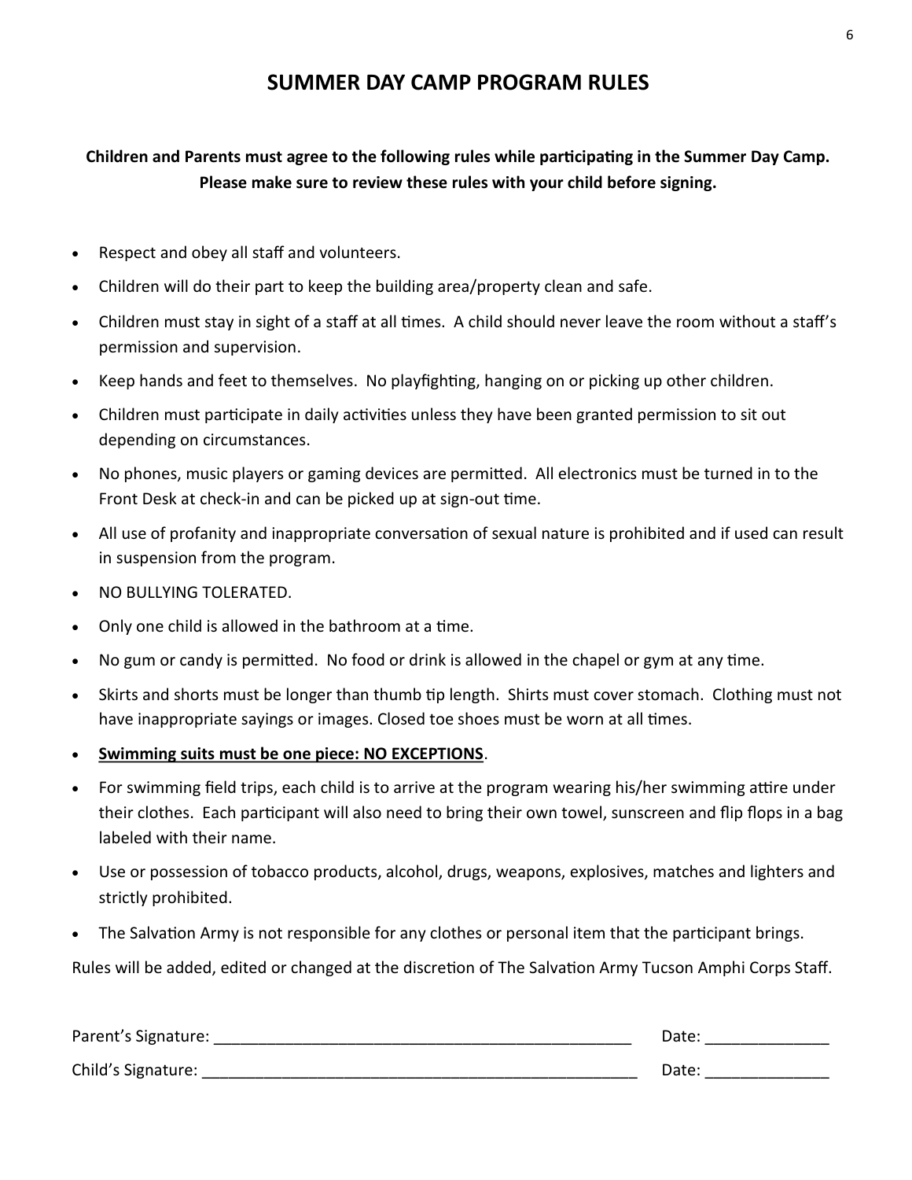# SUMMER DAY CAMP PROGRAM RULES

**Children and Parents must agree to the following rules while participating in the Summer Day Camp. Please make sure to review these rules with your child before signing.**

- Respect and obey all staff and volunteers.
- Children will do their part to keep the building area/property clean and safe.
- Children must stay in sight of a staff at all times. A child should never leave the room without a staff's permission and supervision.
- Keep hands and feet to themselves. No playfighting, hanging on or picking up other children.
- Children must participate in daily activities unless they have been granted permission to sit out depending on circumstances.
- No phones, music players or gaming devices are permitted. All electronics must be turned in to the Front Desk at check-in and can be picked up at sign-out time.
- All use of profanity and inappropriate conversation of sexual nature is prohibited and if used can result in suspension from the program.
- NO BULLYING TOLERATED.
- Only one child is allowed in the bathroom at a time.
- No gum or candy is permitted. No food or drink is allowed in the chapel or gym at any time.
- Skirts and shorts must be longer than thumb tip length. Shirts must cover stomach. Clothing must not have inappropriate sayings or images. Closed toe shoes must be worn at all times.
- **<u>Swimming suits must be one piece: NO EXCEPTIONS</u>**.
- For swimming field trips, each child is to arrive at the program wearing his/her swimming attire under their clothes. Each participant will also need to bring their own towel, sunscreen and flip flops in a bag labeled with their name.
- Use or possession of tobacco products, alcohol, drugs, weapons, explosives, matches and lighters and strictly prohibited.
- The Salvation Army is not responsible for any clothes or personal item that the participant brings.

Rules will be added, edited or changed at the discretion of The Salvation Army Tucson Amphi Corps Staff.

Parent's Signature: _______________________________________________ Date: ______________

Child's Signature: _________________________________________________ Date: ______________